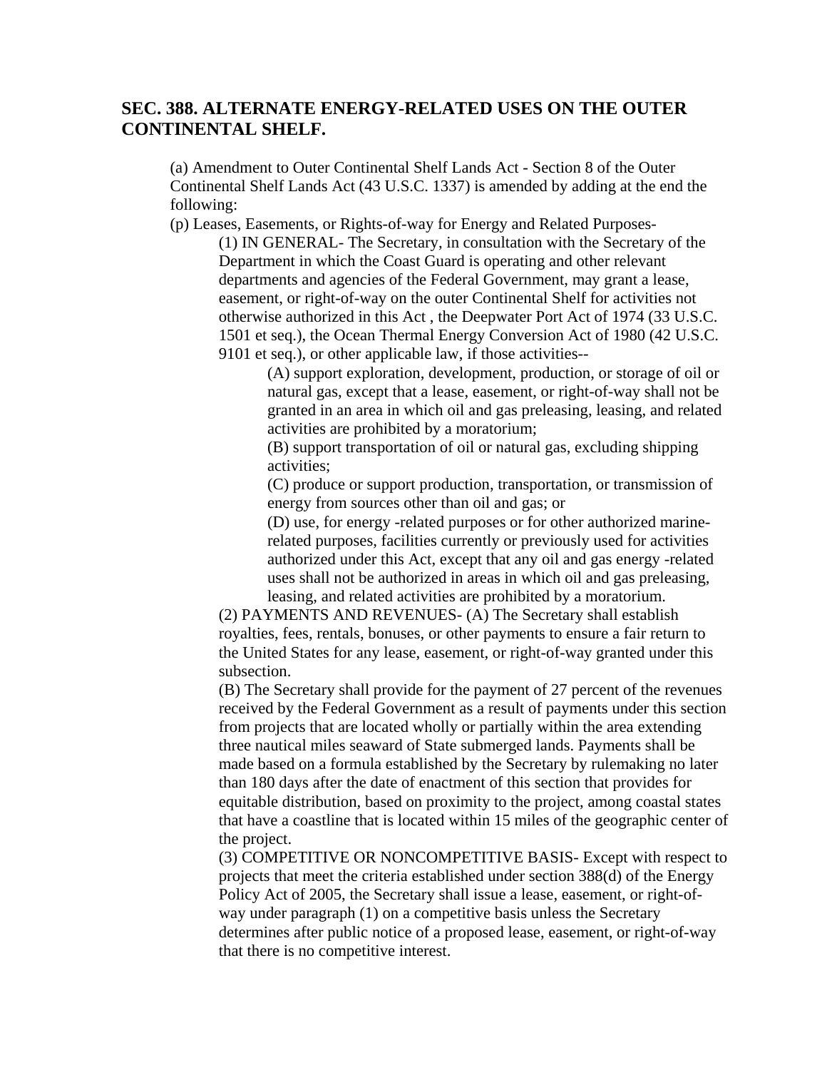## SEC. 388. ALTERNATE ENERGY-RELATED USES ON THE OUTER CONTINENTAL SHELF.

(a) Amendment to Outer Continental Shelf Lands Act - Section 8 of the Outer Continental Shelf Lands Act (43 U.S.C. 1337) is amended by adding at the end the following:

(p) Leases, Easements, or Rights-of-way for Energy and Related Purposes-

(1) IN GENERAL- The Secretary, in consultation with the Secretary of the Department in which the Coast Guard is operating and other relevant departments and agencies of the Federal Government, may grant a lease, easement, or right-of-way on the outer Continental Shelf for activities not otherwise authorized in this Act , the Deepwater Port Act of 1974 (33 U.S.C. 1501 et seq.), the Ocean Thermal Energy Conversion Act of 1980 (42 U.S.C. 9101 et seq.), or other applicable law, if those activities--

(A) support exploration, development, production, or storage of oil or natural gas, except that a lease, easement, or right-of-way shall not be granted in an area in which oil and gas preleasing, leasing, and related activities are prohibited by a moratorium;

(B) support transportation of oil or natural gas, excluding shipping activities;

(C) produce or support production, transportation, or transmission of energy from sources other than oil and gas; or

(D) use, for energy -related purposes or for other authorized marine-related purposes, facilities currently or previously used for activities authorized under this Act, except that any oil and gas energy -related uses shall not be authorized in areas in which oil and gas preleasing, leasing, and related activities are prohibited by a moratorium.

(2) PAYMENTS AND REVENUES- (A) The Secretary shall establish royalties, fees, rentals, bonuses, or other payments to ensure a fair return to the United States for any lease, easement, or right-of-way granted under this subsection.

(B) The Secretary shall provide for the payment of 27 percent of the revenues received by the Federal Government as a result of payments under this section from projects that are located wholly or partially within the area extending three nautical miles seaward of State submerged lands. Payments shall be made based on a formula established by the Secretary by rulemaking no later than 180 days after the date of enactment of this section that provides for equitable distribution, based on proximity to the project, among coastal states that have a coastline that is located within 15 miles of the geographic center of the project.

(3) COMPETITIVE OR NONCOMPETITIVE BASIS- Except with respect to projects that meet the criteria established under section 388(d) of the Energy Policy Act of 2005, the Secretary shall issue a lease, easement, or right-of-way under paragraph (1) on a competitive basis unless the Secretary determines after public notice of a proposed lease, easement, or right-of-way that there is no competitive interest.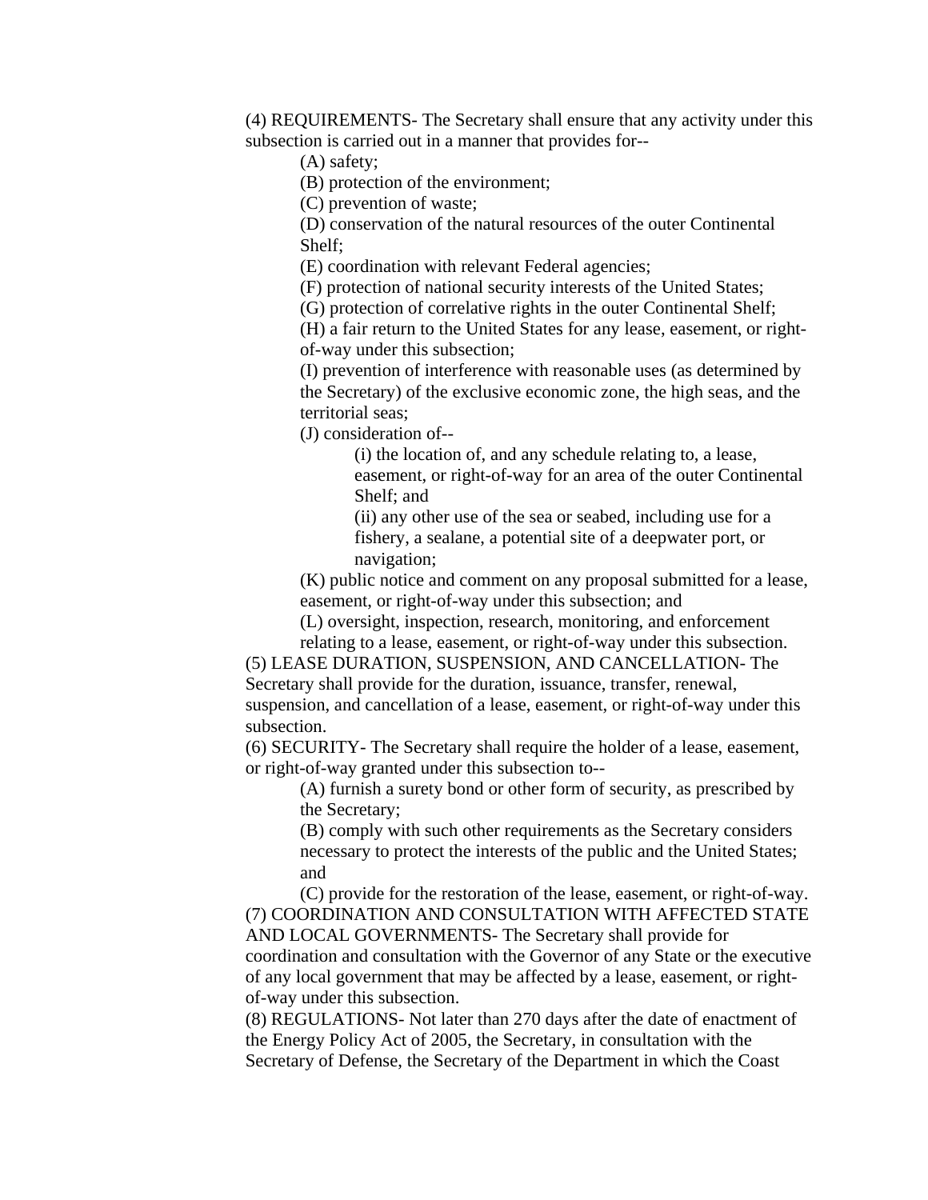(4) REQUIREMENTS- The Secretary shall ensure that any activity under this subsection is carried out in a manner that provides for--

(A) safety;

(B) protection of the environment;

(C) prevention of waste;

(D) conservation of the natural resources of the outer Continental Shelf;

(E) coordination with relevant Federal agencies;

(F) protection of national security interests of the United States;

(G) protection of correlative rights in the outer Continental Shelf;

(H) a fair return to the United States for any lease, easement, or right-of-way under this subsection;

(I) prevention of interference with reasonable uses (as determined by the Secretary) of the exclusive economic zone, the high seas, and the territorial seas;

(J) consideration of--

(i) the location of, and any schedule relating to, a lease, easement, or right-of-way for an area of the outer Continental Shelf; and

(ii) any other use of the sea or seabed, including use for a fishery, a sealane, a potential site of a deepwater port, or navigation;

(K) public notice and comment on any proposal submitted for a lease, easement, or right-of-way under this subsection; and

(L) oversight, inspection, research, monitoring, and enforcement relating to a lease, easement, or right-of-way under this subsection.

(5) LEASE DURATION, SUSPENSION, AND CANCELLATION- The Secretary shall provide for the duration, issuance, transfer, renewal, suspension, and cancellation of a lease, easement, or right-of-way under this subsection.

(6) SECURITY- The Secretary shall require the holder of a lease, easement, or right-of-way granted under this subsection to--

(A) furnish a surety bond or other form of security, as prescribed by the Secretary;

(B) comply with such other requirements as the Secretary considers necessary to protect the interests of the public and the United States; and

(C) provide for the restoration of the lease, easement, or right-of-way.

(7) COORDINATION AND CONSULTATION WITH AFFECTED STATE AND LOCAL GOVERNMENTS- The Secretary shall provide for coordination and consultation with the Governor of any State or the executive of any local government that may be affected by a lease, easement, or right-of-way under this subsection.

(8) REGULATIONS- Not later than 270 days after the date of enactment of the Energy Policy Act of 2005, the Secretary, in consultation with the Secretary of Defense, the Secretary of the Department in which the Coast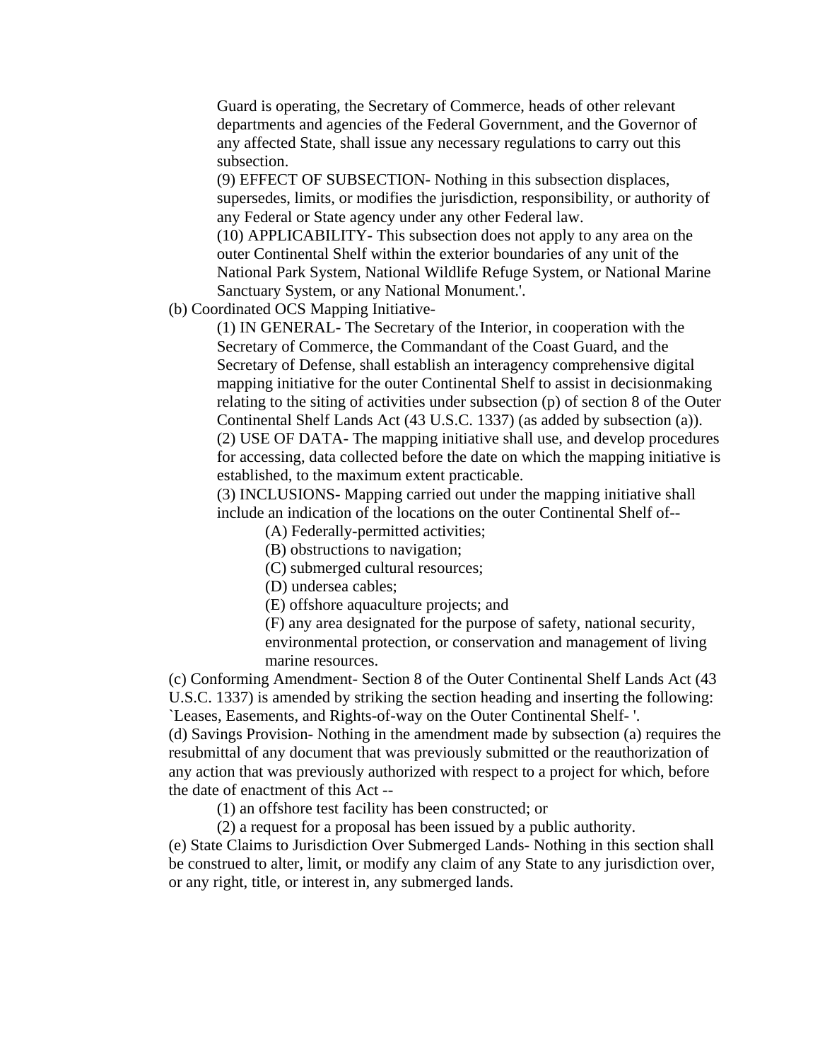Guard is operating, the Secretary of Commerce, heads of other relevant departments and agencies of the Federal Government, and the Governor of any affected State, shall issue any necessary regulations to carry out this subsection.

(9) EFFECT OF SUBSECTION- Nothing in this subsection displaces, supersedes, limits, or modifies the jurisdiction, responsibility, or authority of any Federal or State agency under any other Federal law.

(10) APPLICABILITY- This subsection does not apply to any area on the outer Continental Shelf within the exterior boundaries of any unit of the National Park System, National Wildlife Refuge System, or National Marine Sanctuary System, or any National Monument.'.

(b) Coordinated OCS Mapping Initiative-

(1) IN GENERAL- The Secretary of the Interior, in cooperation with the Secretary of Commerce, the Commandant of the Coast Guard, and the Secretary of Defense, shall establish an interagency comprehensive digital mapping initiative for the outer Continental Shelf to assist in decisionmaking relating to the siting of activities under subsection (p) of section 8 of the Outer Continental Shelf Lands Act (43 U.S.C. 1337) (as added by subsection (a)).

(2) USE OF DATA- The mapping initiative shall use, and develop procedures for accessing, data collected before the date on which the mapping initiative is established, to the maximum extent practicable.

(3) INCLUSIONS- Mapping carried out under the mapping initiative shall include an indication of the locations on the outer Continental Shelf of--

(A) Federally-permitted activities;

(B) obstructions to navigation;

(C) submerged cultural resources;

(D) undersea cables;

(E) offshore aquaculture projects; and

(F) any area designated for the purpose of safety, national security, environmental protection, or conservation and management of living marine resources.

(c) Conforming Amendment- Section 8 of the Outer Continental Shelf Lands Act (43 U.S.C. 1337) is amended by striking the section heading and inserting the following: `Leases, Easements, and Rights-of-way on the Outer Continental Shelf- '.

(d) Savings Provision- Nothing in the amendment made by subsection (a) requires the resubmittal of any document that was previously submitted or the reauthorization of any action that was previously authorized with respect to a project for which, before the date of enactment of this Act --

(1) an offshore test facility has been constructed; or

(2) a request for a proposal has been issued by a public authority.

(e) State Claims to Jurisdiction Over Submerged Lands- Nothing in this section shall be construed to alter, limit, or modify any claim of any State to any jurisdiction over, or any right, title, or interest in, any submerged lands.